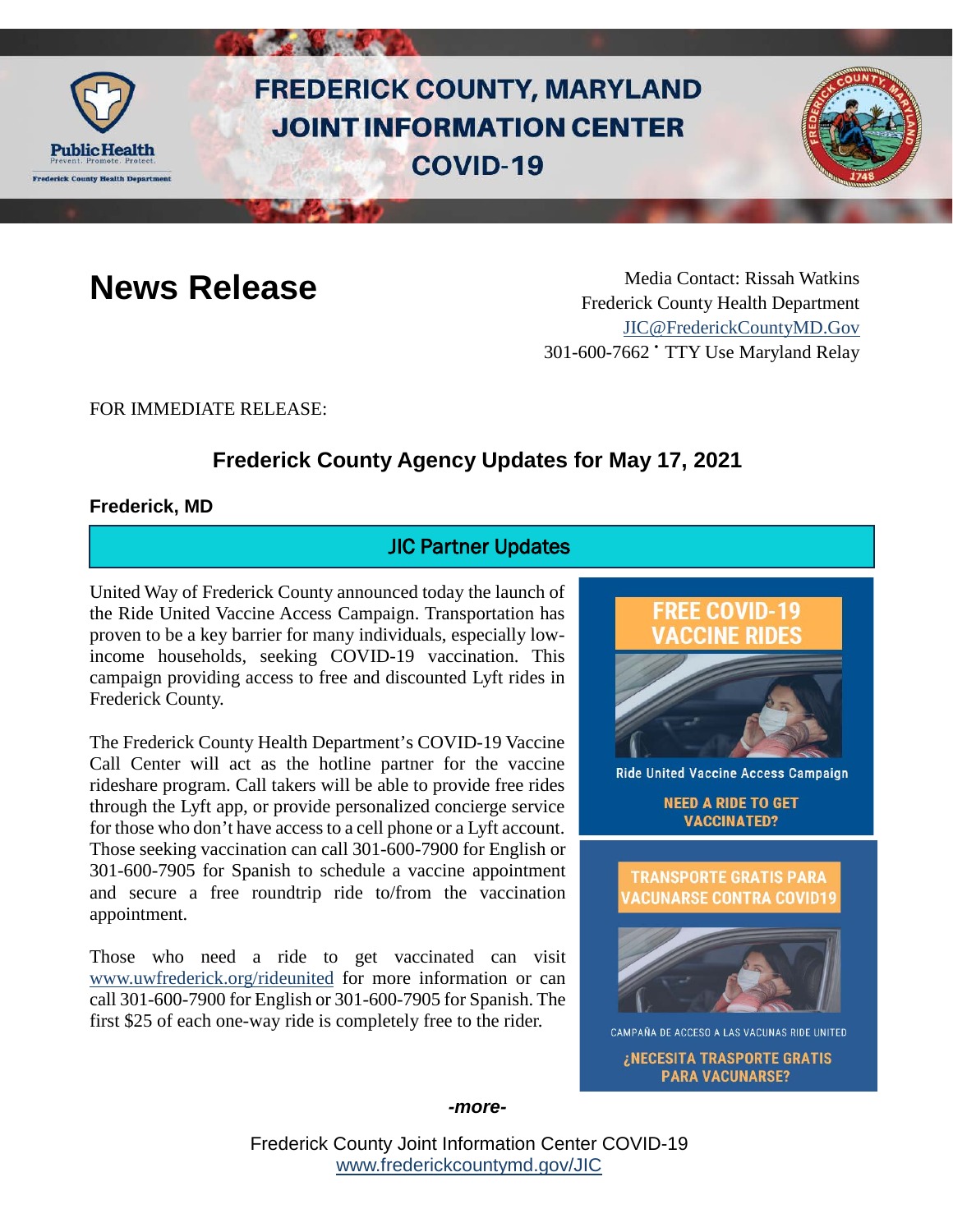# FREDERICK COUNTY, MARYLAND JOINT INFORMATION CENTER COVID-19

## News Release

Media Contact: Rissah Watkins
Frederick County Health Department
JIC@FrederickCountyMD.Gov
301-600-7662 • TTY Use Maryland Relay

FOR IMMEDIATE RELEASE:

## Frederick County Agency Updates for May 17, 2021

**Frederick, MD**

### JIC Partner Updates

United Way of Frederick County announced today the launch of the Ride United Vaccine Access Campaign. Transportation has proven to be a key barrier for many individuals, especially low-income households, seeking COVID-19 vaccination. This campaign providing access to free and discounted Lyft rides in Frederick County.

The Frederick County Health Department's COVID-19 Vaccine Call Center will act as the hotline partner for the vaccine rideshare program. Call takers will be able to provide free rides through the Lyft app, or provide personalized concierge service for those who don't have access to a cell phone or a Lyft account. Those seeking vaccination can call 301-600-7900 for English or 301-600-7905 for Spanish to schedule a vaccine appointment and secure a free roundtrip ride to/from the vaccination appointment.

Those who need a ride to get vaccinated can visit www.uwfrederick.org/rideunited for more information or can call 301-600-7900 for English or 301-600-7905 for Spanish. The first $25 of each one-way ride is completely free to the rider.

FREE COVID-19 VACCINE RIDES

Ride United Vaccine Access Campaign

NEED A RIDE TO GET VACCINATED?

TRANSPORTE GRATIS PARA VACUNARSE CONTRA COVID19

CAMPAÑA DE ACCESO A LAS VACUNAS RIDE UNITED

¿NECESITA TRASPORTE GRATIS PARA VACUNARSE?

*-more-*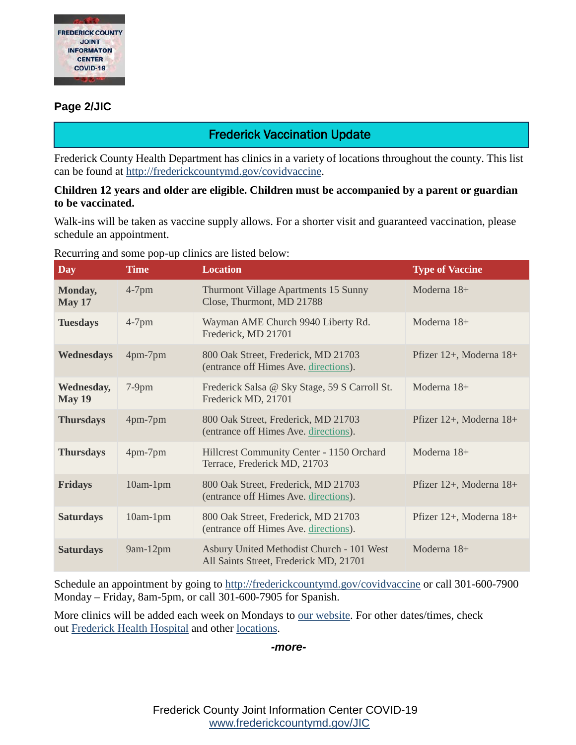**Page 2/JIC**

## Frederick Vaccination Update

Frederick County Health Department has clinics in a variety of locations throughout the county. This list can be found at http://frederickcountymd.gov/covidvaccine.

**Children 12 years and older are eligible. Children must be accompanied by a parent or guardian to be vaccinated.**

Walk-ins will be taken as vaccine supply allows. For a shorter visit and guaranteed vaccination, please schedule an appointment.

Recurring and some pop-up clinics are listed below:

| Day | Time | Location | Type of Vaccine |
|---|---|---|---|
| **Monday, May 17** | 4-7pm | Thurmont Village Apartments 15 Sunny Close, Thurmont, MD 21788 | Moderna 18+ |
| **Tuesdays** | 4-7pm | Wayman AME Church 9940 Liberty Rd. Frederick, MD 21701 | Moderna 18+ |
| **Wednesdays** | 4pm-7pm | 800 Oak Street, Frederick, MD 21703 (entrance off Himes Ave. directions). | Pfizer 12+, Moderna 18+ |
| **Wednesday, May 19** | 7-9pm | Frederick Salsa @ Sky Stage, 59 S Carroll St. Frederick MD, 21701 | Moderna 18+ |
| **Thursdays** | 4pm-7pm | 800 Oak Street, Frederick, MD 21703 (entrance off Himes Ave. directions). | Pfizer 12+, Moderna 18+ |
| **Thursdays** | 4pm-7pm | Hillcrest Community Center - 1150 Orchard Terrace, Frederick MD, 21703 | Moderna 18+ |
| **Fridays** | 10am-1pm | 800 Oak Street, Frederick, MD 21703 (entrance off Himes Ave. directions). | Pfizer 12+, Moderna 18+ |
| **Saturdays** | 10am-1pm | 800 Oak Street, Frederick, MD 21703 (entrance off Himes Ave. directions). | Pfizer 12+, Moderna 18+ |
| **Saturdays** | 9am-12pm | Asbury United Methodist Church - 101 West All Saints Street, Frederick MD, 21701 | Moderna 18+ |

Schedule an appointment by going to http://frederickcountymd.gov/covidvaccine or call 301-600-7900 Monday – Friday, 8am-5pm, or call 301-600-7905 for Spanish.

More clinics will be added each week on Mondays to our website. For other dates/times, check out Frederick Health Hospital and other locations.

***-more-***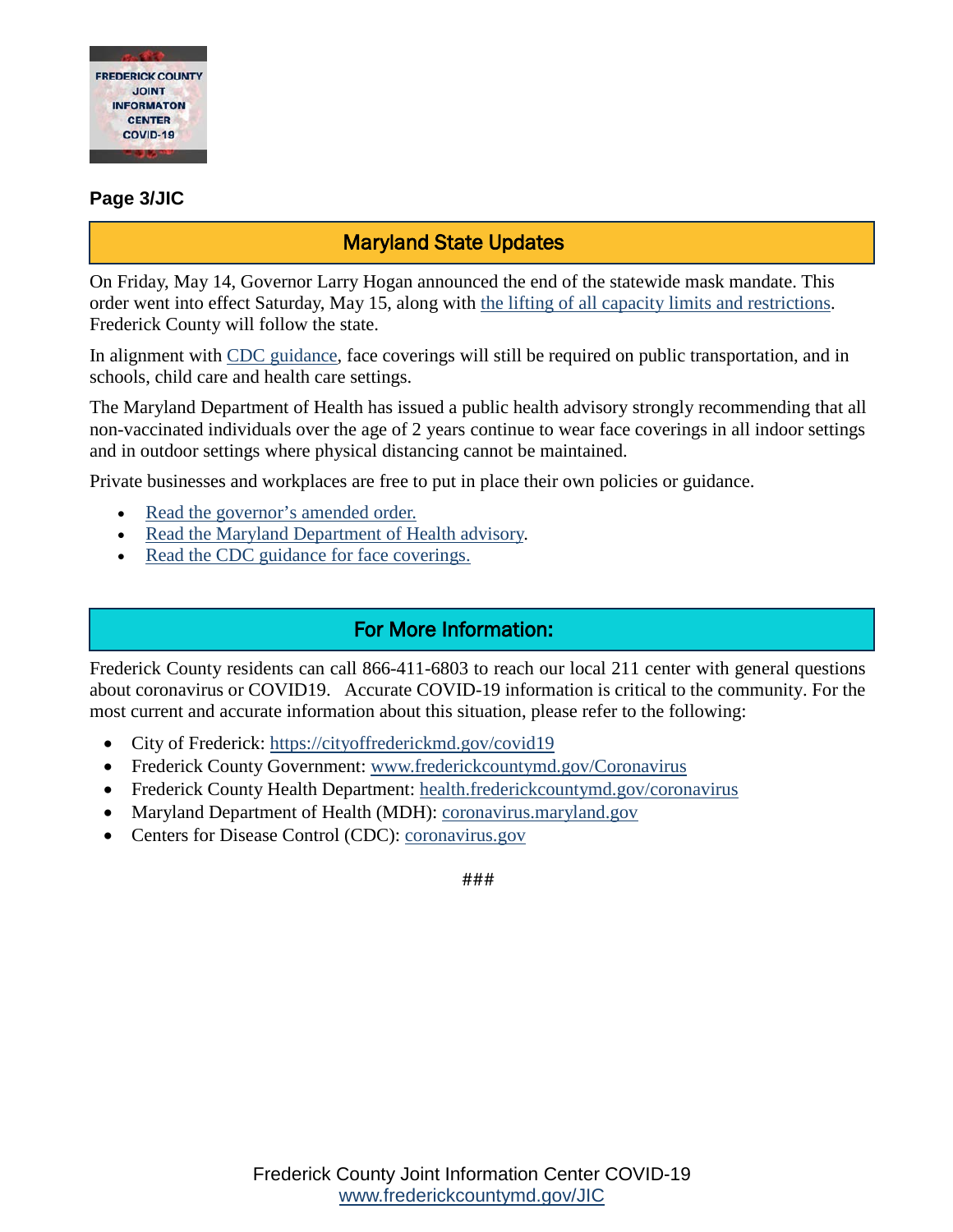**Page 3/JIC**

## Maryland State Updates

On Friday, May 14, Governor Larry Hogan announced the end of the statewide mask mandate. This order went into effect Saturday, May 15, along with the lifting of all capacity limits and restrictions. Frederick County will follow the state.

In alignment with CDC guidance, face coverings will still be required on public transportation, and in schools, child care and health care settings.

The Maryland Department of Health has issued a public health advisory strongly recommending that all non-vaccinated individuals over the age of 2 years continue to wear face coverings in all indoor settings and in outdoor settings where physical distancing cannot be maintained.

Private businesses and workplaces are free to put in place their own policies or guidance.

- Read the governor's amended order.
- Read the Maryland Department of Health advisory.
- Read the CDC guidance for face coverings.

## For More Information:

Frederick County residents can call 866-411-6803 to reach our local 211 center with general questions about coronavirus or COVID19. Accurate COVID-19 information is critical to the community. For the most current and accurate information about this situation, please refer to the following:

- City of Frederick: https://cityoffrederickmd.gov/covid19
- Frederick County Government: www.frederickcountymd.gov/Coronavirus
- Frederick County Health Department: health.frederickcountymd.gov/coronavirus
- Maryland Department of Health (MDH): coronavirus.maryland.gov
- Centers for Disease Control (CDC): coronavirus.gov

###